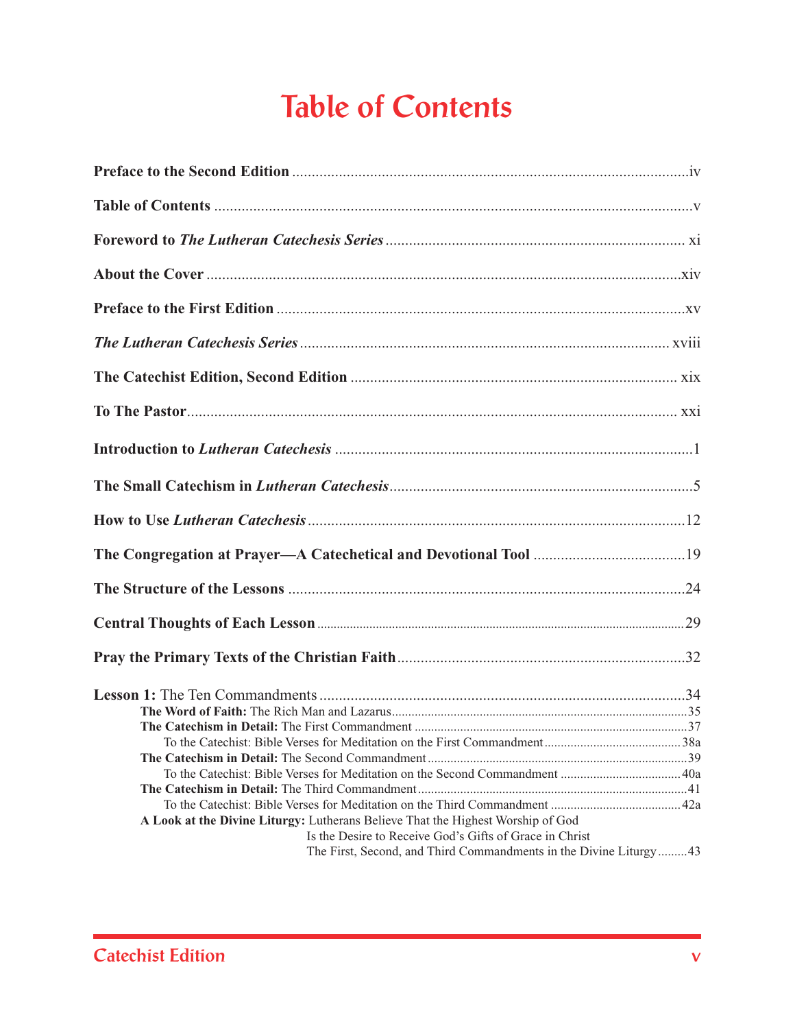# Table of Contents

**Preface to the Second Edition** ........ iv

**Table of Contents** ........ v

**Foreword to *The Lutheran Catechesis Series*** ........ xi

**About the Cover** ........ xiv

**Preface to the First Edition** ........ xv

***The Lutheran Catechesis Series*** ........ xviii

**The Catechist Edition, Second Edition** ........ xix

**To The Pastor** ........ xxi

**Introduction to *Lutheran Catechesis*** ........ 1

**The Small Catechism in *Lutheran Catechesis*** ........ 5

**How to Use *Lutheran Catechesis*** ........ 12

**The Congregation at Prayer—A Catechetical and Devotional Tool** ........ 19

**The Structure of the Lessons** ........ 24

**Central Thoughts of Each Lesson** ........ 29

**Pray the Primary Texts of the Christian Faith** ........ 32

**Lesson 1:** The Ten Commandments ........ 34

- **The Word of Faith:** The Rich Man and Lazarus ........ 35
- **The Catechism in Detail:** The First Commandment ........ 37
  - To the Catechist: Bible Verses for Meditation on the First Commandment ........ 38a
- **The Catechism in Detail:** The Second Commandment ........ 39
  - To the Catechist: Bible Verses for Meditation on the Second Commandment ........ 40a
- **The Catechism in Detail:** The Third Commandment ........ 41
  - To the Catechist: Bible Verses for Meditation on the Third Commandment ........ 42a
- **A Look at the Divine Liturgy:** Lutherans Believe That the Highest Worship of God Is the Desire to Receive God's Gifts of Grace in Christ
  The First, Second, and Third Commandments in the Divine Liturgy ........ 43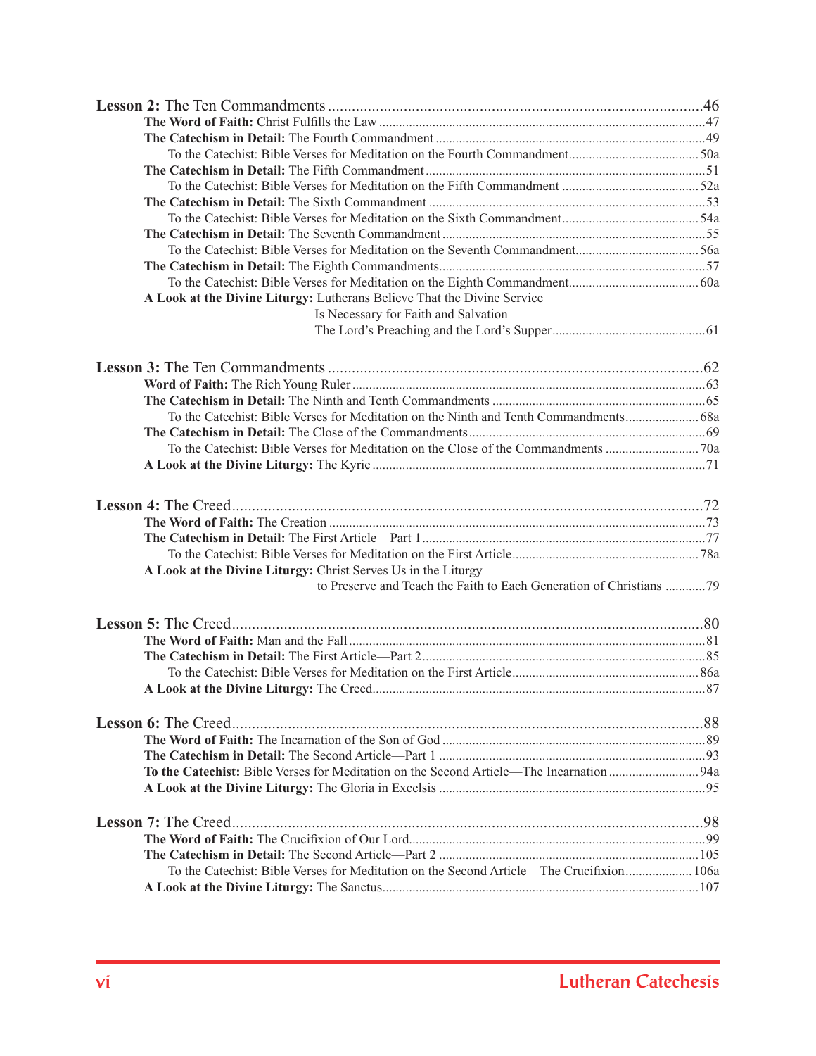**Lesson 2:** The Ten Commandments ... 46

- **The Word of Faith:** Christ Fulfills the Law ... 47
- **The Catechism in Detail:** The Fourth Commandment ... 49
  - To the Catechist: Bible Verses for Meditation on the Fourth Commandment ... 50a
- **The Catechism in Detail:** The Fifth Commandment ... 51
  - To the Catechist: Bible Verses for Meditation on the Fifth Commandment ... 52a
- **The Catechism in Detail:** The Sixth Commandment ... 53
  - To the Catechist: Bible Verses for Meditation on the Sixth Commandment ... 54a
- **The Catechism in Detail:** The Seventh Commandment ... 55
  - To the Catechist: Bible Verses for Meditation on the Seventh Commandment ... 56a
- **The Catechism in Detail:** The Eighth Commandments ... 57
  - To the Catechist: Bible Verses for Meditation on the Eighth Commandment ... 60a
- **A Look at the Divine Liturgy:** Lutherans Believe That the Divine Service Is Necessary for Faith and Salvation The Lord's Preaching and the Lord's Supper ... 61

**Lesson 3:** The Ten Commandments ... 62

- **Word of Faith:** The Rich Young Ruler ... 63
- **The Catechism in Detail:** The Ninth and Tenth Commandments ... 65
  - To the Catechist: Bible Verses for Meditation on the Ninth and Tenth Commandments ... 68a
- **The Catechism in Detail:** The Close of the Commandments ... 69
  - To the Catechist: Bible Verses for Meditation on the Close of the Commandments ... 70a
- **A Look at the Divine Liturgy:** The Kyrie ... 71

**Lesson 4:** The Creed ... 72

- **The Word of Faith:** The Creation ... 73
- **The Catechism in Detail:** The First Article—Part 1 ... 77
  - To the Catechist: Bible Verses for Meditation on the First Article ... 78a
- **A Look at the Divine Liturgy:** Christ Serves Us in the Liturgy to Preserve and Teach the Faith to Each Generation of Christians ... 79

**Lesson 5:** The Creed ... 80

- **The Word of Faith:** Man and the Fall ... 81
- **The Catechism in Detail:** The First Article—Part 2 ... 85
  - To the Catechist: Bible Verses for Meditation on the First Article ... 86a
- **A Look at the Divine Liturgy:** The Creed ... 87

**Lesson 6:** The Creed ... 88

- **The Word of Faith:** The Incarnation of the Son of God ... 89
- **The Catechism in Detail:** The Second Article—Part 1 ... 93
- **To the Catechist:** Bible Verses for Meditation on the Second Article—The Incarnation ... 94a
- **A Look at the Divine Liturgy:** The Gloria in Excelsis ... 95

**Lesson 7:** The Creed ... 98

- **The Word of Faith:** The Crucifixion of Our Lord ... 99
- **The Catechism in Detail:** The Second Article—Part 2 ... 105
  - To the Catechist: Bible Verses for Meditation on the Second Article—The Crucifixion ... 106a
- **A Look at the Divine Liturgy:** The Sanctus ... 107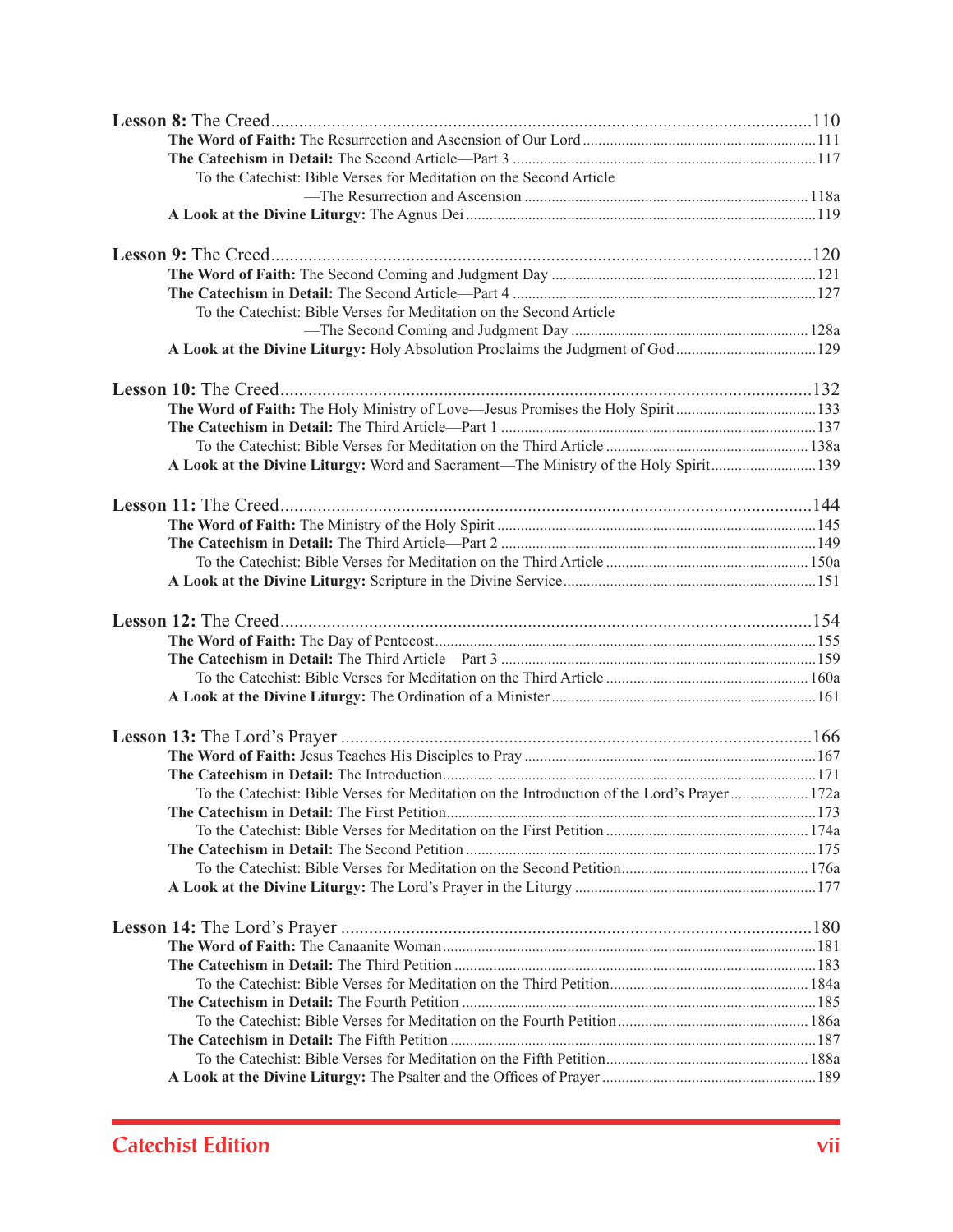**Lesson 8:** The Creed....................................................................................................110

**The Word of Faith:** The Resurrection and Ascension of Our Lord....................................................111

**The Catechism in Detail:** The Second Article—Part 3 ....................................................................117

To the Catechist: Bible Verses for Meditation on the Second Article
—The Resurrection and Ascension ........................................................................118a

**A Look at the Divine Liturgy:** The Agnus Dei .........................................................................................119

**Lesson 9:** The Creed....................................................................................................120

**The Word of Faith:** The Second Coming and Judgment Day ....................................................................121

**The Catechism in Detail:** The Second Article—Part 4 ....................................................................127

To the Catechist: Bible Verses for Meditation on the Second Article
—The Second Coming and Judgment Day ............................................................128a

**A Look at the Divine Liturgy:** Holy Absolution Proclaims the Judgment of God....................................129

**Lesson 10:** The Creed..................................................................................................132

**The Word of Faith:** The Holy Ministry of Love—Jesus Promises the Holy Spirit....................................133

**The Catechism in Detail:** The Third Article—Part 1 .......................................................................137

To the Catechist: Bible Verses for Meditation on the Third Article ...................................................138a

**A Look at the Divine Liturgy:** Word and Sacrament—The Ministry of the Holy Spirit...........................139

**Lesson 11:** The Creed..................................................................................................144

**The Word of Faith:** The Ministry of the Holy Spirit .........................................................................145

**The Catechism in Detail:** The Third Article—Part 2 .......................................................................149

To the Catechist: Bible Verses for Meditation on the Third Article ...................................................150a

**A Look at the Divine Liturgy:** Scripture in the Divine Service.................................................................151

**Lesson 12:** The Creed..................................................................................................154

**The Word of Faith:** The Day of Pentecost..........................................................................................155

**The Catechism in Detail:** The Third Article—Part 3 .......................................................................159

To the Catechist: Bible Verses for Meditation on the Third Article ...................................................160a

**A Look at the Divine Liturgy:** The Ordination of a Minister....................................................................161

**Lesson 13:** The Lord's Prayer .....................................................................................166

**The Word of Faith:** Jesus Teaches His Disciples to Pray ..........................................................................167

**The Catechism in Detail:** The Introduction...............................................................................................171

To the Catechist: Bible Verses for Meditation on the Introduction of the Lord's Prayer....................172a

**The Catechism in Detail:** The First Petition.............................................................................................173

To the Catechist: Bible Verses for Meditation on the First Petition ...................................................174a

**The Catechism in Detail:** The Second Petition .........................................................................................175

To the Catechist: Bible Verses for Meditation on the Second Petition................................................176a

**A Look at the Divine Liturgy:** The Lord's Prayer in the Liturgy .............................................................177

**Lesson 14:** The Lord's Prayer .....................................................................................180

**The Word of Faith:** The Canaanite Woman...............................................................................................181

**The Catechism in Detail:** The Third Petition ...........................................................................................183

To the Catechist: Bible Verses for Meditation on the Third Petition..................................................184a

**The Catechism in Detail:** The Fourth Petition ..........................................................................................185

To the Catechist: Bible Verses for Meditation on the Fourth Petition................................................186a

**The Catechism in Detail:** The Fifth Petition ............................................................................................187

To the Catechist: Bible Verses for Meditation on the Fifth Petition...................................................188a

**A Look at the Divine Liturgy:** The Psalter and the Offices of Prayer ......................................................189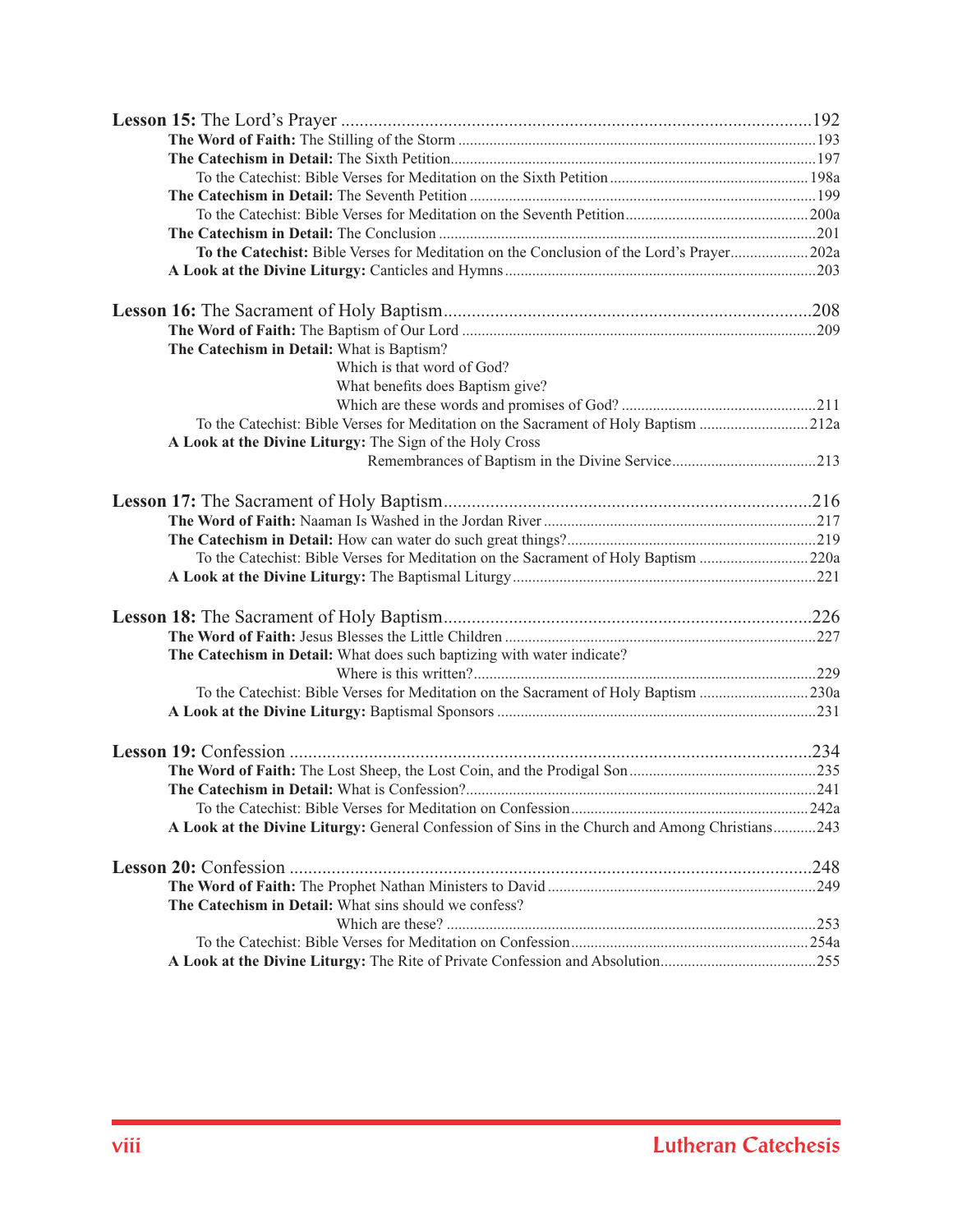**Lesson 15:** The Lord's Prayer ........................................................................................................192

**The Word of Faith:** The Stilling of the Storm ........................................................................................193

**The Catechism in Detail:** The Sixth Petition.........................................................................................197

To the Catechist: Bible Verses for Meditation on the Sixth Petition ..................................................198a

**The Catechism in Detail:** The Seventh Petition .....................................................................................199

To the Catechist: Bible Verses for Meditation on the Seventh Petition..............................................200a

**The Catechism in Detail:** The Conclusion ..............................................................................................201

**To the Catechist:** Bible Verses for Meditation on the Conclusion of the Lord's Prayer....................202a

**A Look at the Divine Liturgy:** Canticles and Hymns ...............................................................................203

**Lesson 16:** The Sacrament of Holy Baptism...............................................................................208

**The Word of Faith:** The Baptism of Our Lord .........................................................................................209

**The Catechism in Detail:** What is Baptism?
Which is that word of God?
What benefits does Baptism give?
Which are these words and promises of God? .................................................211

To the Catechist: Bible Verses for Meditation on the Sacrament of Holy Baptism ............................212a

**A Look at the Divine Liturgy:** The Sign of the Holy Cross
Remembrances of Baptism in the Divine Service.....................................213

**Lesson 17:** The Sacrament of Holy Baptism...............................................................................216

**The Word of Faith:** Naaman Is Washed in the Jordan River .....................................................................217

**The Catechism in Detail:** How can water do such great things?...............................................................219

To the Catechist: Bible Verses for Meditation on the Sacrament of Holy Baptism ............................220a

**A Look at the Divine Liturgy:** The Baptismal Liturgy .............................................................................221

**Lesson 18:** The Sacrament of Holy Baptism...............................................................................226

**The Word of Faith:** Jesus Blesses the Little Children ...............................................................................227

**The Catechism in Detail:** What does such baptizing with water indicate?
Where is this written?.......................................................................................229

To the Catechist: Bible Verses for Meditation on the Sacrament of Holy Baptism ............................230a

**A Look at the Divine Liturgy:** Baptismal Sponsors ................................................................................231

**Lesson 19:** Confession ..................................................................................................................234

**The Word of Faith:** The Lost Sheep, the Lost Coin, and the Prodigal Son ...............................................235

**The Catechism in Detail:** What is Confession?.........................................................................................241

To the Catechist: Bible Verses for Meditation on Confession............................................................242a

**A Look at the Divine Liturgy:** General Confession of Sins in the Church and Among Christians...........243

**Lesson 20:** Confession ..................................................................................................................248

**The Word of Faith:** The Prophet Nathan Ministers to David ....................................................................249

**The Catechism in Detail:** What sins should we confess?
Which are these? .............................................................................................253

To the Catechist: Bible Verses for Meditation on Confession............................................................254a

**A Look at the Divine Liturgy:** The Rite of Private Confession and Absolution.......................................255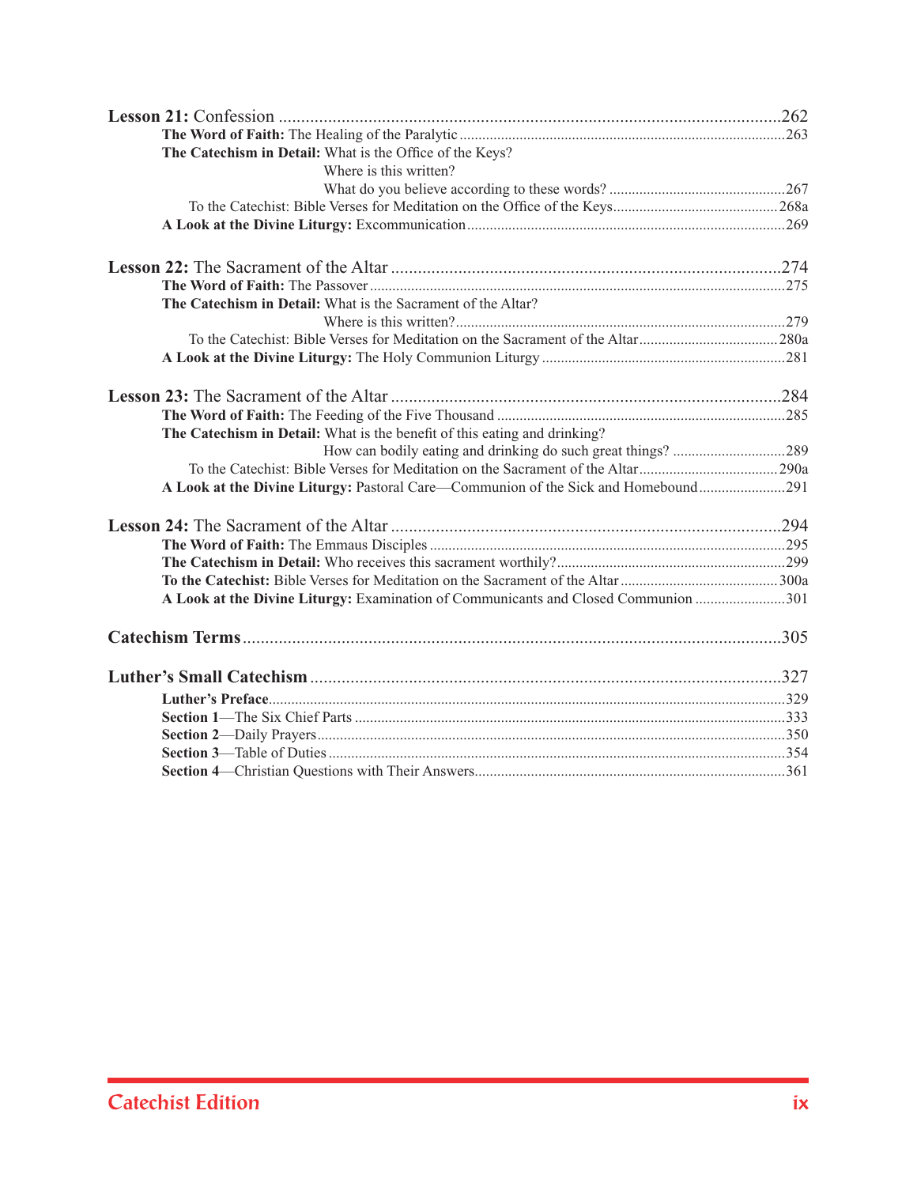**Lesson 21:** Confession ....................................................................................................262

- **The Word of Faith:** The Healing of the Paralytic ....................................................................263
- **The Catechism in Detail:** What is the Office of the Keys?
  - Where is this written?
  - What do you believe according to these words? ...............................................267
  - To the Catechist: Bible Verses for Meditation on the Office of the Keys.............................................268a
- **A Look at the Divine Liturgy:** Excommunication.....................................................................................269

**Lesson 22:** The Sacrament of the Altar ....................................................................................274

- **The Word of Faith:** The Passover.........................................................................................................275
- **The Catechism in Detail:** What is the Sacrament of the Altar?
  - Where is this written?.......................................................................................279
  - To the Catechist: Bible Verses for Meditation on the Sacrament of the Altar.....................................280a
- **A Look at the Divine Liturgy:** The Holy Communion Liturgy .................................................................281

**Lesson 23:** The Sacrament of the Altar ....................................................................................284

- **The Word of Faith:** The Feeding of the Five Thousand .............................................................................285
- **The Catechism in Detail:** What is the benefit of this eating and drinking?
  - How can bodily eating and drinking do such great things? ..............................289
  - To the Catechist: Bible Verses for Meditation on the Sacrament of the Altar.....................................290a
- **A Look at the Divine Liturgy:** Pastoral Care—Communion of the Sick and Homebound.......................291

**Lesson 24:** The Sacrament of the Altar ....................................................................................294

- **The Word of Faith:** The Emmaus Disciples ...............................................................................................295
- **The Catechism in Detail:** Who receives this sacrament worthily?............................................................299
- **To the Catechist:** Bible Verses for Meditation on the Sacrament of the Altar...........................................300a
- **A Look at the Divine Liturgy:** Examination of Communicants and Closed Communion ........................301

**Catechism Terms**.........................................................................................................................305

**Luther's Small Catechism**..........................................................................................................327

- **Luther's Preface**...........................................................................................................................329
- **Section 1**—The Six Chief Parts ..................................................................................................333
- **Section 2**—Daily Prayers............................................................................................................350
- **Section 3**—Table of Duties .........................................................................................................354
- **Section 4**—Christian Questions with Their Answers..................................................................361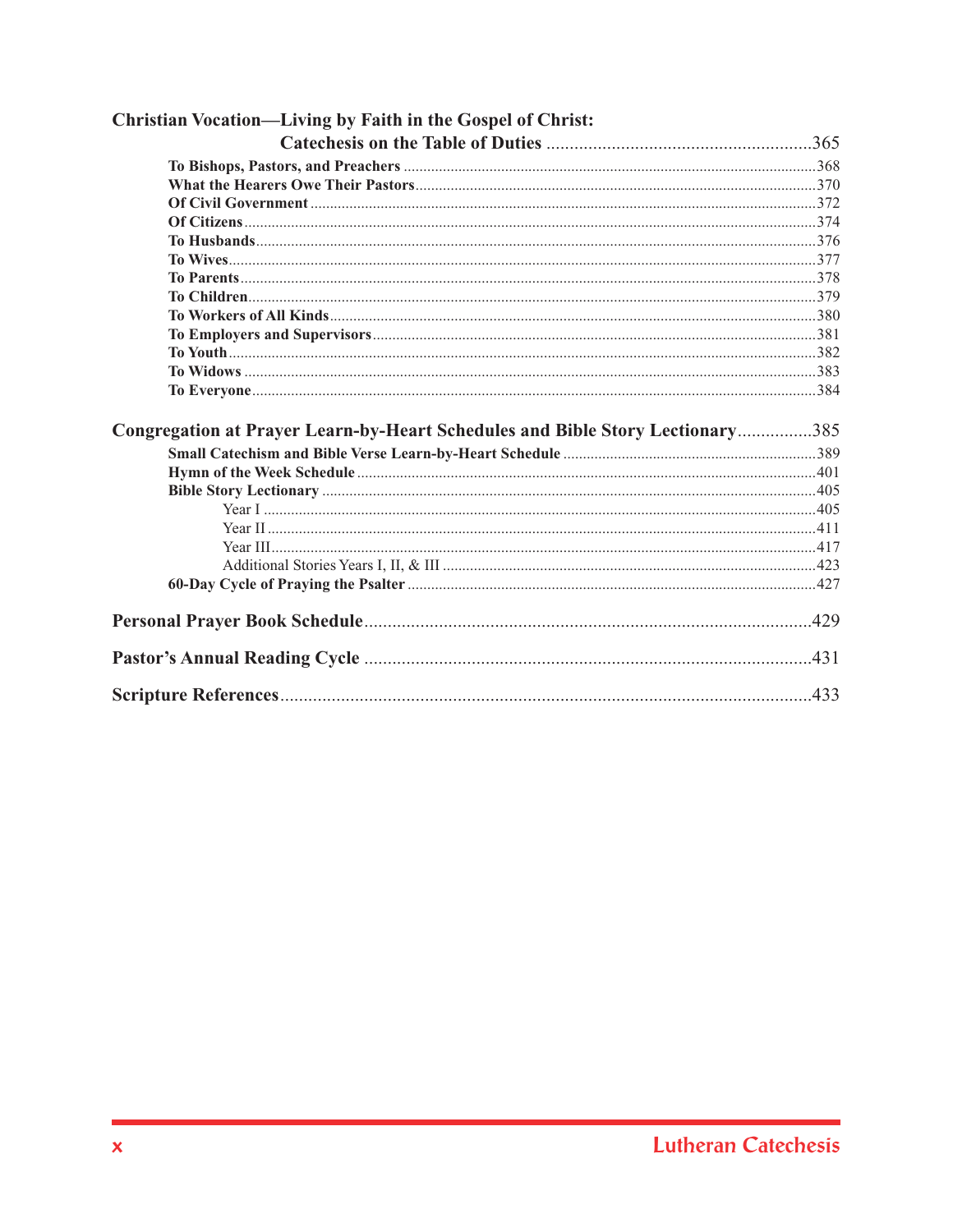**Christian Vocation—Living by Faith in the Gospel of Christ: Catechesis on the Table of Duties** ....365

- **To Bishops, Pastors, and Preachers** ....368
- **What the Hearers Owe Their Pastors** ....370
- **Of Civil Government** ....372
- **Of Citizens** ....374
- **To Husbands** ....376
- **To Wives** ....377
- **To Parents** ....378
- **To Children** ....379
- **To Workers of All Kinds** ....380
- **To Employers and Supervisors** ....381
- **To Youth** ....382
- **To Widows** ....383
- **To Everyone** ....384

**Congregation at Prayer Learn-by-Heart Schedules and Bible Story Lectionary** ....385

- **Small Catechism and Bible Verse Learn-by-Heart Schedule** ....389
- **Hymn of the Week Schedule** ....401
- **Bible Story Lectionary** ....405
  - Year I ....405
  - Year II ....411
  - Year III ....417
  - Additional Stories Years I, II, & III ....423
- **60-Day Cycle of Praying the Psalter** ....427

**Personal Prayer Book Schedule** ....429

**Pastor's Annual Reading Cycle** ....431

**Scripture References** ....433